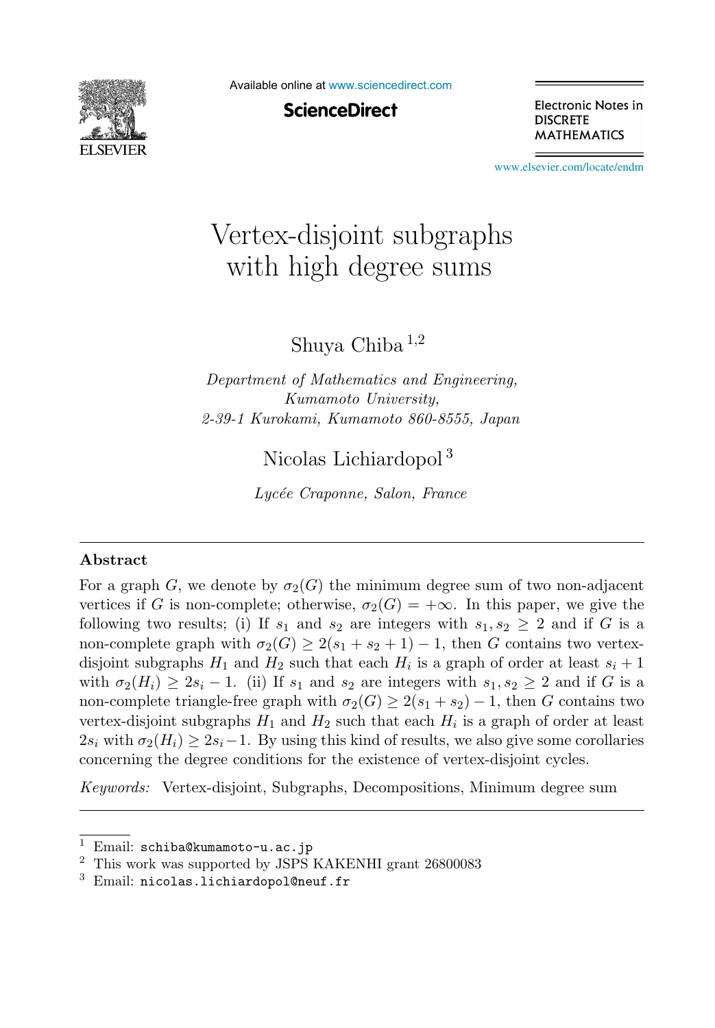# Vertex-disjoint subgraphs with high degree sums

Shuya Chiba [1,2]

*Department of Mathematics and Engineering, Kumamoto University, 2-39-1 Kurokami, Kumamoto 860-8555, Japan*

Nicolas Lichiardopol [3]

*Lycée Craponne, Salon, France*

## Abstract

For a graph $G$, we denote by $\sigma_2(G)$ the minimum degree sum of two non-adjacent vertices if $G$ is non-complete; otherwise, $\sigma_2(G) = +\infty$. In this paper, we give the following two results; (i) If $s_1$ and $s_2$ are integers with $s_1, s_2 \geq 2$ and if $G$ is a non-complete graph with $\sigma_2(G) \geq 2(s_1 + s_2 + 1) - 1$, then $G$ contains two vertex-disjoint subgraphs $H_1$ and $H_2$ such that each $H_i$ is a graph of order at least $s_i + 1$ with $\sigma_2(H_i) \geq 2s_i - 1$. (ii) If $s_1$ and $s_2$ are integers with $s_1, s_2 \geq 2$ and if $G$ is a non-complete triangle-free graph with $\sigma_2(G) \geq 2(s_1 + s_2) - 1$, then $G$ contains two vertex-disjoint subgraphs $H_1$ and $H_2$ such that each $H_i$ is a graph of order at least $2s_i$ with $\sigma_2(H_i) \geq 2s_i - 1$. By using this kind of results, we also give some corollaries concerning the degree conditions for the existence of vertex-disjoint cycles.

*Keywords:* Vertex-disjoint, Subgraphs, Decompositions, Minimum degree sum

---

[1] Email: `schiba@kumamoto-u.ac.jp`

[2] This work was supported by JSPS KAKENHI grant 26800083

[3] Email: `nicolas.lichiardopol@neuf.fr`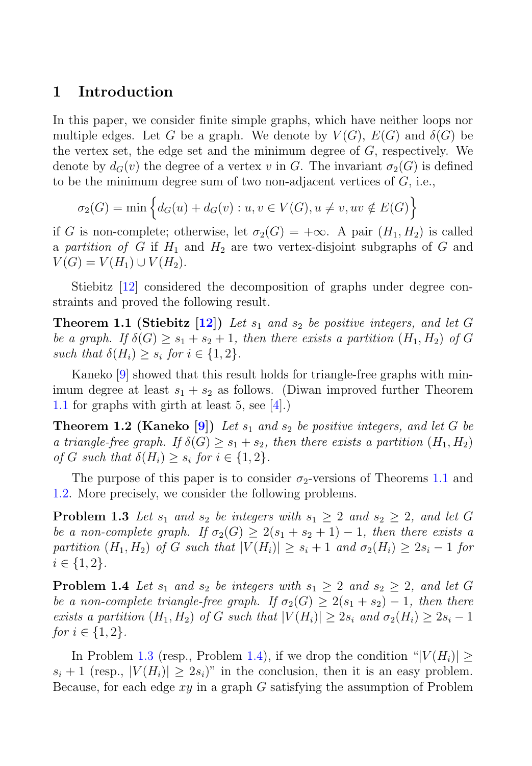## 1 Introduction

In this paper, we consider finite simple graphs, which have neither loops nor multiple edges. Let $G$ be a graph. We denote by $V(G)$, $E(G)$ and $\delta(G)$ be the vertex set, the edge set and the minimum degree of $G$, respectively. We denote by $d_G(v)$ the degree of a vertex $v$ in $G$. The invariant $\sigma_2(G)$ is defined to be the minimum degree sum of two non-adjacent vertices of $G$, i.e.,

$$\sigma_2(G) = \min\Big\{d_G(u) + d_G(v) : u, v \in V(G), u \neq v, uv \notin E(G)\Big\}$$

if $G$ is non-complete; otherwise, let $\sigma_2(G) = +\infty$. A pair $(H_1, H_2)$ is called a *partition of* $G$ if $H_1$ and $H_2$ are two vertex-disjoint subgraphs of $G$ and $V(G) = V(H_1) \cup V(H_2)$.

Stiebitz [12] considered the decomposition of graphs under degree constraints and proved the following result.

**Theorem 1.1 (Stiebitz [12])** *Let $s_1$ and $s_2$ be positive integers, and let $G$ be a graph. If $\delta(G) \geq s_1 + s_2 + 1$, then there exists a partition $(H_1, H_2)$ of $G$ such that $\delta(H_i) \geq s_i$ for $i \in \{1, 2\}$.*

Kaneko [9] showed that this result holds for triangle-free graphs with minimum degree at least $s_1 + s_2$ as follows. (Diwan improved further Theorem 1.1 for graphs with girth at least 5, see [4].)

**Theorem 1.2 (Kaneko [9])** *Let $s_1$ and $s_2$ be positive integers, and let $G$ be a triangle-free graph. If $\delta(G) \geq s_1 + s_2$, then there exists a partition $(H_1, H_2)$ of $G$ such that $\delta(H_i) \geq s_i$ for $i \in \{1, 2\}$.*

The purpose of this paper is to consider $\sigma_2$-versions of Theorems 1.1 and 1.2. More precisely, we consider the following problems.

**Problem 1.3** *Let $s_1$ and $s_2$ be integers with $s_1 \geq 2$ and $s_2 \geq 2$, and let $G$ be a non-complete graph. If $\sigma_2(G) \geq 2(s_1 + s_2 + 1) - 1$, then there exists a partition $(H_1, H_2)$ of $G$ such that $|V(H_i)| \geq s_i + 1$ and $\sigma_2(H_i) \geq 2s_i - 1$ for $i \in \{1, 2\}$.*

**Problem 1.4** *Let $s_1$ and $s_2$ be integers with $s_1 \geq 2$ and $s_2 \geq 2$, and let $G$ be a non-complete triangle-free graph. If $\sigma_2(G) \geq 2(s_1 + s_2) - 1$, then there exists a partition $(H_1, H_2)$ of $G$ such that $|V(H_i)| \geq 2s_i$ and $\sigma_2(H_i) \geq 2s_i - 1$ for $i \in \{1, 2\}$.*

In Problem 1.3 (resp., Problem 1.4), if we drop the condition "$|V(H_i)| \geq s_i + 1$ (resp., $|V(H_i)| \geq 2s_i$)" in the conclusion, then it is an easy problem. Because, for each edge $xy$ in a graph $G$ satisfying the assumption of Problem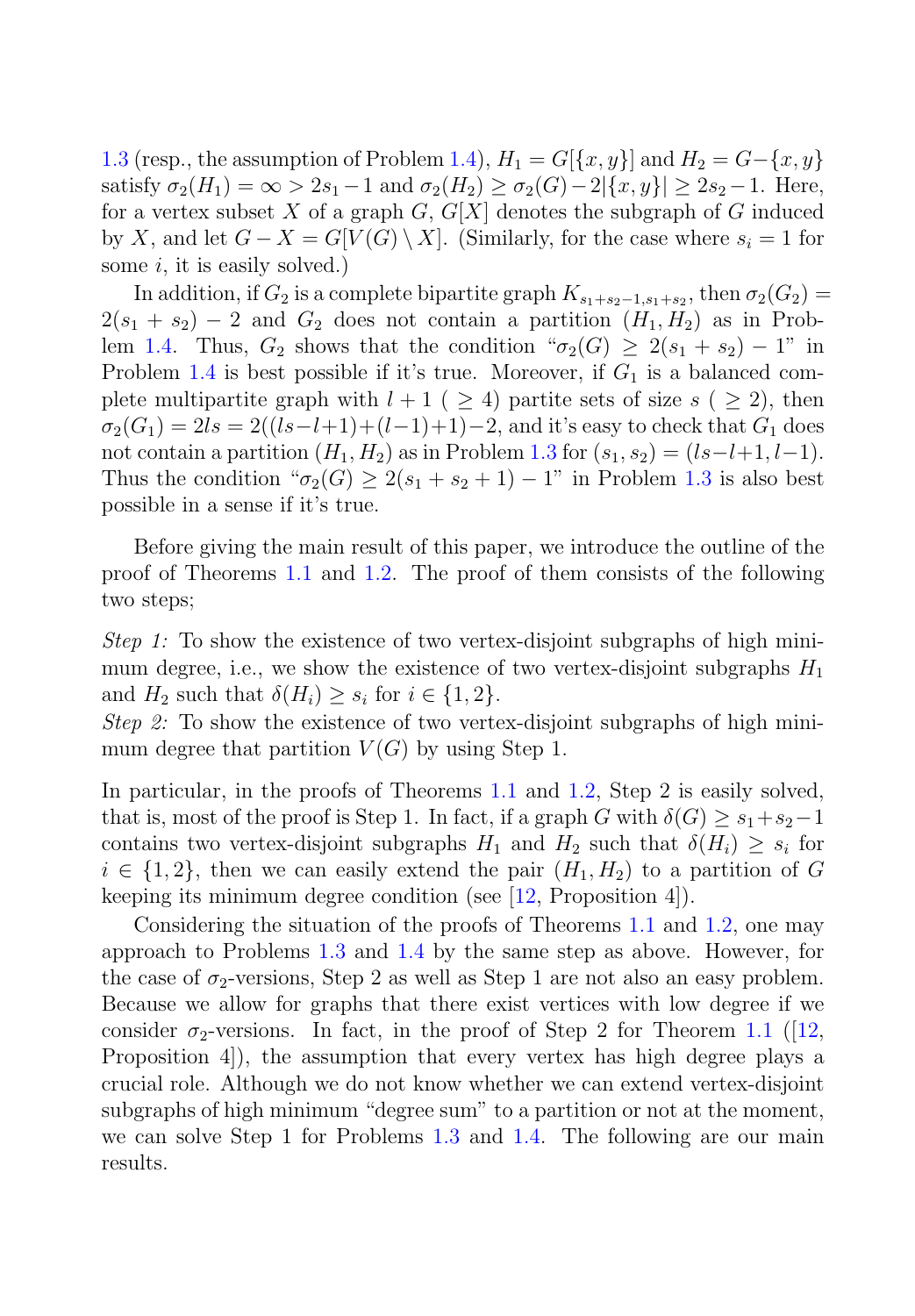1.3 (resp., the assumption of Problem 1.4), $H_1 = G[\{x, y\}]$ and $H_2 = G - \{x, y\}$ satisfy $\sigma_2(H_1) = \infty > 2s_1 - 1$ and $\sigma_2(H_2) \geq \sigma_2(G) - 2|\{x, y\}| \geq 2s_2 - 1$. Here, for a vertex subset $X$ of a graph $G$, $G[X]$ denotes the subgraph of $G$ induced by $X$, and let $G - X = G[V(G) \setminus X]$. (Similarly, for the case where $s_i = 1$ for some $i$, it is easily solved.)

In addition, if $G_2$ is a complete bipartite graph $K_{s_1+s_2-1, s_1+s_2}$, then $\sigma_2(G_2) = 2(s_1 + s_2) - 2$ and $G_2$ does not contain a partition $(H_1, H_2)$ as in Problem 1.4. Thus, $G_2$ shows that the condition "$\sigma_2(G) \geq 2(s_1 + s_2) - 1$" in Problem 1.4 is best possible if it's true. Moreover, if $G_1$ is a balanced complete multipartite graph with $l + 1$ ( $\geq 4$) partite sets of size $s$ ( $\geq 2$), then $\sigma_2(G_1) = 2ls = 2((ls - l + 1) + (l - 1) + 1) - 2$, and it's easy to check that $G_1$ does not contain a partition $(H_1, H_2)$ as in Problem 1.3 for $(s_1, s_2) = (ls - l + 1, l - 1)$. Thus the condition "$\sigma_2(G) \geq 2(s_1 + s_2 + 1) - 1$" in Problem 1.3 is also best possible in a sense if it's true.

Before giving the main result of this paper, we introduce the outline of the proof of Theorems 1.1 and 1.2. The proof of them consists of the following two steps;

*Step 1:* To show the existence of two vertex-disjoint subgraphs of high minimum degree, i.e., we show the existence of two vertex-disjoint subgraphs $H_1$ and $H_2$ such that $\delta(H_i) \geq s_i$ for $i \in \{1, 2\}$.
*Step 2:* To show the existence of two vertex-disjoint subgraphs of high minimum degree that partition $V(G)$ by using Step 1.

In particular, in the proofs of Theorems 1.1 and 1.2, Step 2 is easily solved, that is, most of the proof is Step 1. In fact, if a graph $G$ with $\delta(G) \geq s_1 + s_2 - 1$ contains two vertex-disjoint subgraphs $H_1$ and $H_2$ such that $\delta(H_i) \geq s_i$ for $i \in \{1, 2\}$, then we can easily extend the pair $(H_1, H_2)$ to a partition of $G$ keeping its minimum degree condition (see [12, Proposition 4]).

Considering the situation of the proofs of Theorems 1.1 and 1.2, one may approach to Problems 1.3 and 1.4 by the same step as above. However, for the case of $\sigma_2$-versions, Step 2 as well as Step 1 are not also an easy problem. Because we allow for graphs that there exist vertices with low degree if we consider $\sigma_2$-versions. In fact, in the proof of Step 2 for Theorem 1.1 ([12, Proposition 4]), the assumption that every vertex has high degree plays a crucial role. Although we do not know whether we can extend vertex-disjoint subgraphs of high minimum "degree sum" to a partition or not at the moment, we can solve Step 1 for Problems 1.3 and 1.4. The following are our main results.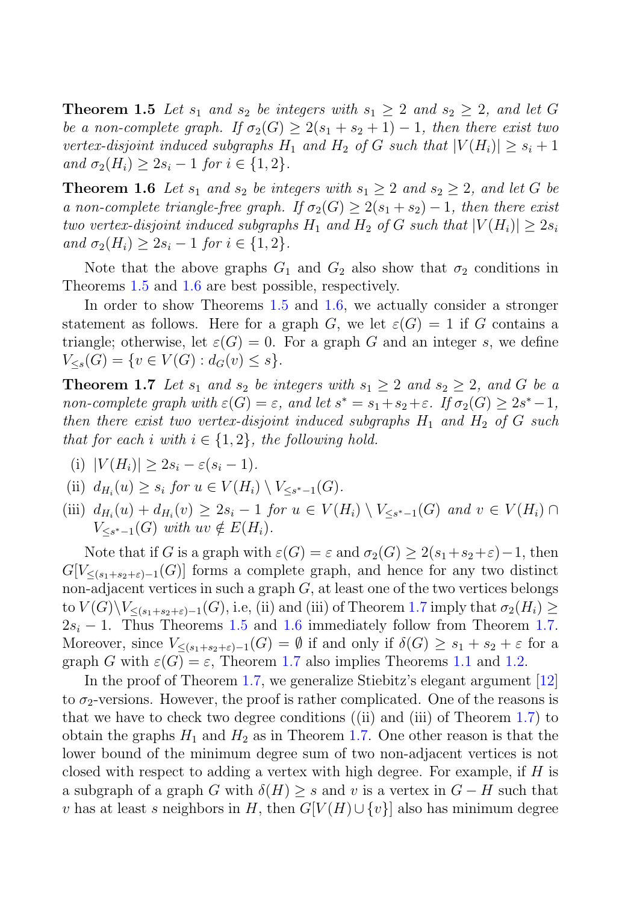**Theorem 1.5** *Let $s_1$ and $s_2$ be integers with $s_1 \geq 2$ and $s_2 \geq 2$, and let $G$ be a non-complete graph. If $\sigma_2(G) \geq 2(s_1 + s_2 + 1) - 1$, then there exist two vertex-disjoint induced subgraphs $H_1$ and $H_2$ of $G$ such that $|V(H_i)| \geq s_i + 1$ and $\sigma_2(H_i) \geq 2s_i - 1$ for $i \in \{1, 2\}$.*

**Theorem 1.6** *Let $s_1$ and $s_2$ be integers with $s_1 \geq 2$ and $s_2 \geq 2$, and let $G$ be a non-complete triangle-free graph. If $\sigma_2(G) \geq 2(s_1 + s_2) - 1$, then there exist two vertex-disjoint induced subgraphs $H_1$ and $H_2$ of $G$ such that $|V(H_i)| \geq 2s_i$ and $\sigma_2(H_i) \geq 2s_i - 1$ for $i \in \{1, 2\}$.*

Note that the above graphs $G_1$ and $G_2$ also show that $\sigma_2$ conditions in Theorems 1.5 and 1.6 are best possible, respectively.

In order to show Theorems 1.5 and 1.6, we actually consider a stronger statement as follows. Here for a graph $G$, we let $\varepsilon(G) = 1$ if $G$ contains a triangle; otherwise, let $\varepsilon(G) = 0$. For a graph $G$ and an integer $s$, we define $V_{\leq s}(G) = \{v \in V(G) : d_G(v) \leq s\}$.

**Theorem 1.7** *Let $s_1$ and $s_2$ be integers with $s_1 \geq 2$ and $s_2 \geq 2$, and $G$ be a non-complete graph with $\varepsilon(G) = \varepsilon$, and let $s^* = s_1 + s_2 + \varepsilon$. If $\sigma_2(G) \geq 2s^* - 1$, then there exist two vertex-disjoint induced subgraphs $H_1$ and $H_2$ of $G$ such that for each $i$ with $i \in \{1, 2\}$, the following hold.*

- (i) $|V(H_i)| \geq 2s_i - \varepsilon(s_i - 1)$.
- (ii) $d_{H_i}(u) \geq s_i$ *for* $u \in V(H_i) \setminus V_{\leq s^*-1}(G)$.
- (iii) $d_{H_i}(u) + d_{H_i}(v) \geq 2s_i - 1$ *for* $u \in V(H_i) \setminus V_{\leq s^*-1}(G)$ *and* $v \in V(H_i) \cap V_{\leq s^*-1}(G)$ *with* $uv \notin E(H_i)$.

Note that if $G$ is a graph with $\varepsilon(G) = \varepsilon$ and $\sigma_2(G) \geq 2(s_1+s_2+\varepsilon)-1$, then $G[V_{\leq(s_1+s_2+\varepsilon)-1}(G)]$ forms a complete graph, and hence for any two distinct non-adjacent vertices in such a graph $G$, at least one of the two vertices belongs to $V(G) \setminus V_{\leq(s_1+s_2+\varepsilon)-1}(G)$, i.e, (ii) and (iii) of Theorem 1.7 imply that $\sigma_2(H_i) \geq 2s_i - 1$. Thus Theorems 1.5 and 1.6 immediately follow from Theorem 1.7. Moreover, since $V_{\leq(s_1+s_2+\varepsilon)-1}(G) = \emptyset$ if and only if $\delta(G) \geq s_1 + s_2 + \varepsilon$ for a graph $G$ with $\varepsilon(G) = \varepsilon$, Theorem 1.7 also implies Theorems 1.1 and 1.2.

In the proof of Theorem 1.7, we generalize Stiebitz's elegant argument [12] to $\sigma_2$-versions. However, the proof is rather complicated. One of the reasons is that we have to check two degree conditions ((ii) and (iii) of Theorem 1.7) to obtain the graphs $H_1$ and $H_2$ as in Theorem 1.7. One other reason is that the lower bound of the minimum degree sum of two non-adjacent vertices is not closed with respect to adding a vertex with high degree. For example, if $H$ is a subgraph of a graph $G$ with $\delta(H) \geq s$ and $v$ is a vertex in $G - H$ such that $v$ has at least $s$ neighbors in $H$, then $G[V(H) \cup \{v\}]$ also has minimum degree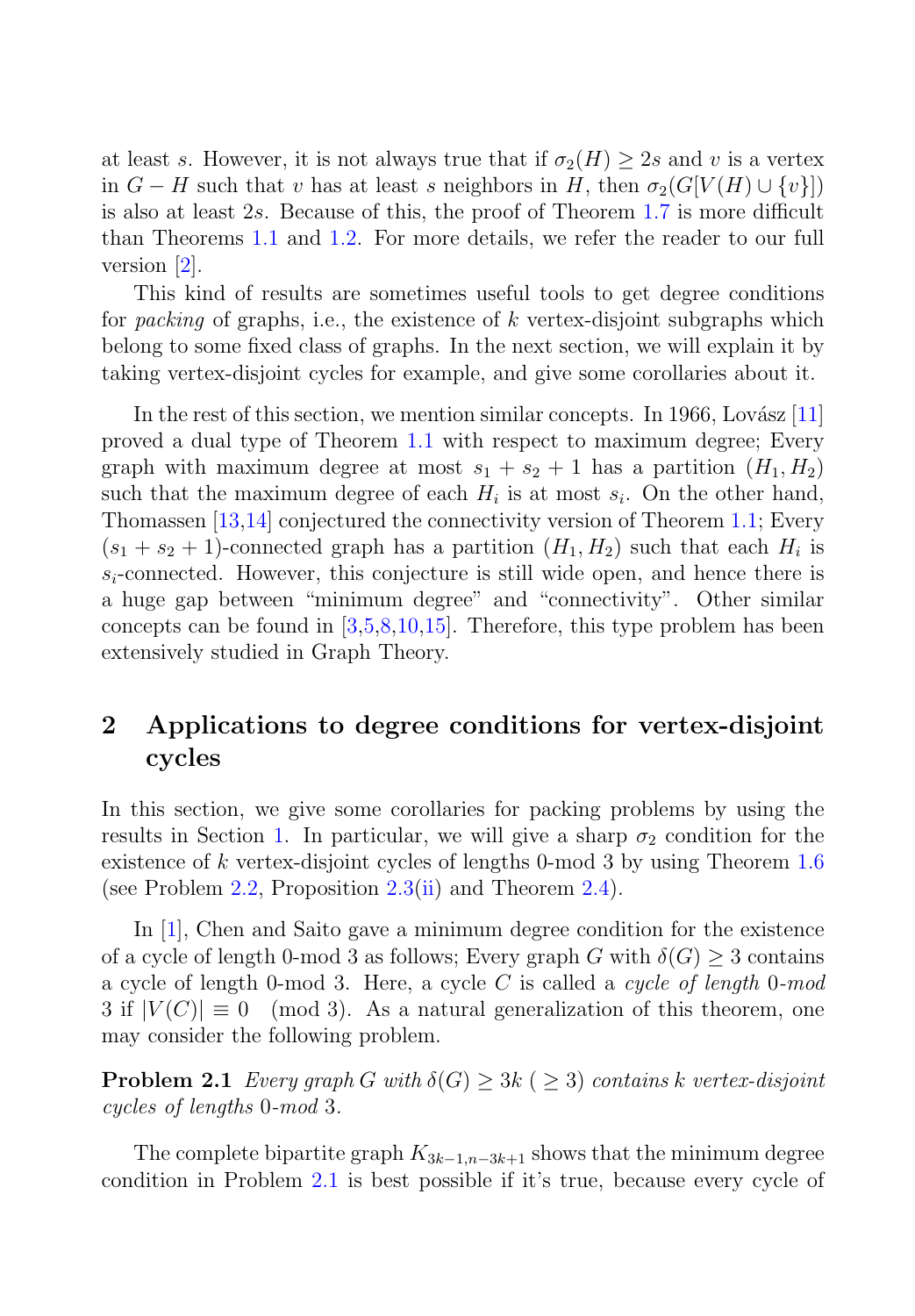at least $s$. However, it is not always true that if $\sigma_2(H) \geq 2s$ and $v$ is a vertex in $G - H$ such that $v$ has at least $s$ neighbors in $H$, then $\sigma_2(G[V(H) \cup \{v\}])$ is also at least $2s$. Because of this, the proof of Theorem 1.7 is more difficult than Theorems 1.1 and 1.2. For more details, we refer the reader to our full version [2].

This kind of results are sometimes useful tools to get degree conditions for *packing* of graphs, i.e., the existence of $k$ vertex-disjoint subgraphs which belong to some fixed class of graphs. In the next section, we will explain it by taking vertex-disjoint cycles for example, and give some corollaries about it.

In the rest of this section, we mention similar concepts. In 1966, Lovász [11] proved a dual type of Theorem 1.1 with respect to maximum degree; Every graph with maximum degree at most $s_1 + s_2 + 1$ has a partition $(H_1, H_2)$ such that the maximum degree of each $H_i$ is at most $s_i$. On the other hand, Thomassen [13,14] conjectured the connectivity version of Theorem 1.1; Every $(s_1 + s_2 + 1)$-connected graph has a partition $(H_1, H_2)$ such that each $H_i$ is $s_i$-connected. However, this conjecture is still wide open, and hence there is a huge gap between "minimum degree" and "connectivity". Other similar concepts can be found in [3,5,8,10,15]. Therefore, this type problem has been extensively studied in Graph Theory.

## 2 Applications to degree conditions for vertex-disjoint cycles

In this section, we give some corollaries for packing problems by using the results in Section 1. In particular, we will give a sharp $\sigma_2$ condition for the existence of $k$ vertex-disjoint cycles of lengths 0-mod 3 by using Theorem 1.6 (see Problem 2.2, Proposition 2.3(ii) and Theorem 2.4).

In [1], Chen and Saito gave a minimum degree condition for the existence of a cycle of length 0-mod 3 as follows; Every graph $G$ with $\delta(G) \geq 3$ contains a cycle of length 0-mod 3. Here, a cycle $C$ is called a *cycle of length* 0*-mod* 3 if $|V(C)| \equiv 0 \pmod 3$. As a natural generalization of this theorem, one may consider the following problem.

**Problem 2.1** *Every graph $G$ with $\delta(G) \geq 3k$ ( $\geq 3$) contains $k$ vertex-disjoint cycles of lengths 0-mod 3.*

The complete bipartite graph $K_{3k-1,n-3k+1}$ shows that the minimum degree condition in Problem 2.1 is best possible if it's true, because every cycle of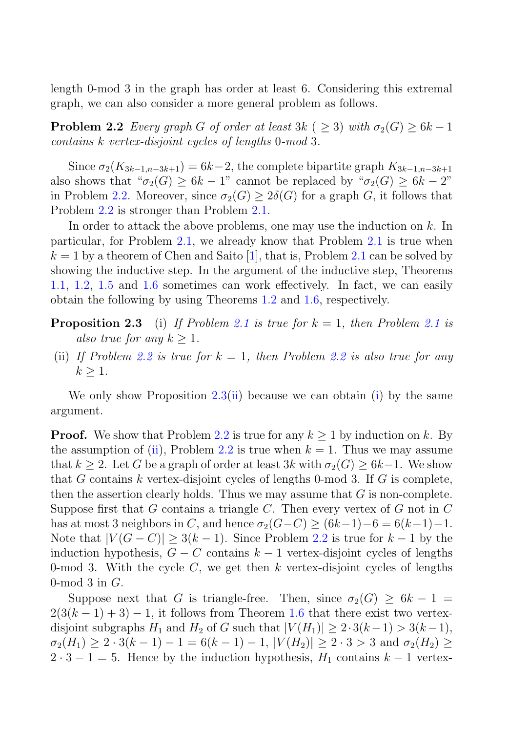length 0-mod 3 in the graph has order at least 6. Considering this extremal graph, we can also consider a more general problem as follows.

**Problem 2.2** *Every graph $G$ of order at least $3k$ ( $\geq 3$) with $\sigma_2(G) \geq 6k-1$ contains $k$ vertex-disjoint cycles of lengths 0-mod 3.*

Since $\sigma_2(K_{3k-1,n-3k+1}) = 6k-2$, the complete bipartite graph $K_{3k-1,n-3k+1}$ also shows that "$\sigma_2(G) \geq 6k-1$" cannot be replaced by "$\sigma_2(G) \geq 6k-2$" in Problem 2.2. Moreover, since $\sigma_2(G) \geq 2\delta(G)$ for a graph $G$, it follows that Problem 2.2 is stronger than Problem 2.1.

In order to attack the above problems, one may use the induction on $k$. In particular, for Problem 2.1, we already know that Problem 2.1 is true when $k = 1$ by a theorem of Chen and Saito [1], that is, Problem 2.1 can be solved by showing the inductive step. In the argument of the inductive step, Theorems 1.1, 1.2, 1.5 and 1.6 sometimes can work effectively. In fact, we can easily obtain the following by using Theorems 1.2 and 1.6, respectively.

**Proposition 2.3** (i) *If Problem 2.1 is true for $k = 1$, then Problem 2.1 is also true for any $k \geq 1$.*

(ii) *If Problem 2.2 is true for $k = 1$, then Problem 2.2 is also true for any $k \geq 1$.*

We only show Proposition 2.3(ii) because we can obtain (i) by the same argument.

**Proof.** We show that Problem 2.2 is true for any $k \geq 1$ by induction on $k$. By the assumption of (ii), Problem 2.2 is true when $k = 1$. Thus we may assume that $k \geq 2$. Let $G$ be a graph of order at least $3k$ with $\sigma_2(G) \geq 6k-1$. We show that $G$ contains $k$ vertex-disjoint cycles of lengths 0-mod 3. If $G$ is complete, then the assertion clearly holds. Thus we may assume that $G$ is non-complete. Suppose first that $G$ contains a triangle $C$. Then every vertex of $G$ not in $C$ has at most 3 neighbors in $C$, and hence $\sigma_2(G-C) \geq (6k-1)-6 = 6(k-1)-1$. Note that $|V(G-C)| \geq 3(k-1)$. Since Problem 2.2 is true for $k-1$ by the induction hypothesis, $G-C$ contains $k-1$ vertex-disjoint cycles of lengths 0-mod 3. With the cycle $C$, we get then $k$ vertex-disjoint cycles of lengths 0-mod 3 in $G$.

Suppose next that $G$ is triangle-free. Then, since $\sigma_2(G) \geq 6k-1 = 2(3(k-1)+3)-1$, it follows from Theorem 1.6 that there exist two vertex-disjoint subgraphs $H_1$ and $H_2$ of $G$ such that $|V(H_1)| \geq 2 \cdot 3(k-1) > 3(k-1)$, $\sigma_2(H_1) \geq 2 \cdot 3(k-1) - 1 = 6(k-1)-1$, $|V(H_2)| \geq 2 \cdot 3 > 3$ and $\sigma_2(H_2) \geq 2 \cdot 3 - 1 = 5$. Hence by the induction hypothesis, $H_1$ contains $k-1$ vertex-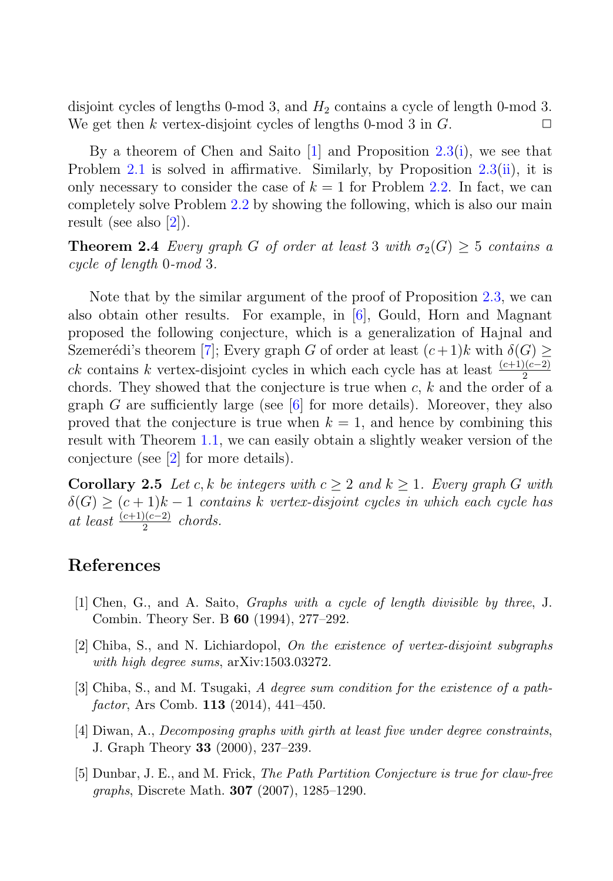disjoint cycles of lengths 0-mod 3, and $H_2$ contains a cycle of length 0-mod 3. We get then $k$ vertex-disjoint cycles of lengths 0-mod 3 in $G$. □

By a theorem of Chen and Saito [1] and Proposition 2.3(i), we see that Problem 2.1 is solved in affirmative. Similarly, by Proposition 2.3(ii), it is only necessary to consider the case of $k = 1$ for Problem 2.2. In fact, we can completely solve Problem 2.2 by showing the following, which is also our main result (see also [2]).

**Theorem 2.4** *Every graph $G$ of order at least 3 with $\sigma_2(G) \geq 5$ contains a cycle of length 0-mod 3.*

Note that by the similar argument of the proof of Proposition 2.3, we can also obtain other results. For example, in [6], Gould, Horn and Magnant proposed the following conjecture, which is a generalization of Hajnal and Szemerédi's theorem [7]; Every graph $G$ of order at least $(c+1)k$ with $\delta(G) \geq ck$ contains $k$ vertex-disjoint cycles in which each cycle has at least $\frac{(c+1)(c-2)}{2}$ chords. They showed that the conjecture is true when $c$, $k$ and the order of a graph $G$ are sufficiently large (see [6] for more details). Moreover, they also proved that the conjecture is true when $k = 1$, and hence by combining this result with Theorem 1.1, we can easily obtain a slightly weaker version of the conjecture (see [2] for more details).

**Corollary 2.5** *Let $c, k$ be integers with $c \geq 2$ and $k \geq 1$. Every graph $G$ with $\delta(G) \geq (c+1)k - 1$ contains $k$ vertex-disjoint cycles in which each cycle has at least $\frac{(c+1)(c-2)}{2}$ chords.*

## References

[1] Chen, G., and A. Saito, *Graphs with a cycle of length divisible by three*, J. Combin. Theory Ser. B **60** (1994), 277–292.

[2] Chiba, S., and N. Lichiardopol, *On the existence of vertex-disjoint subgraphs with high degree sums*, arXiv:1503.03272.

[3] Chiba, S., and M. Tsugaki, *A degree sum condition for the existence of a path-factor*, Ars Comb. **113** (2014), 441–450.

[4] Diwan, A., *Decomposing graphs with girth at least five under degree constraints*, J. Graph Theory **33** (2000), 237–239.

[5] Dunbar, J. E., and M. Frick, *The Path Partition Conjecture is true for claw-free graphs*, Discrete Math. **307** (2007), 1285–1290.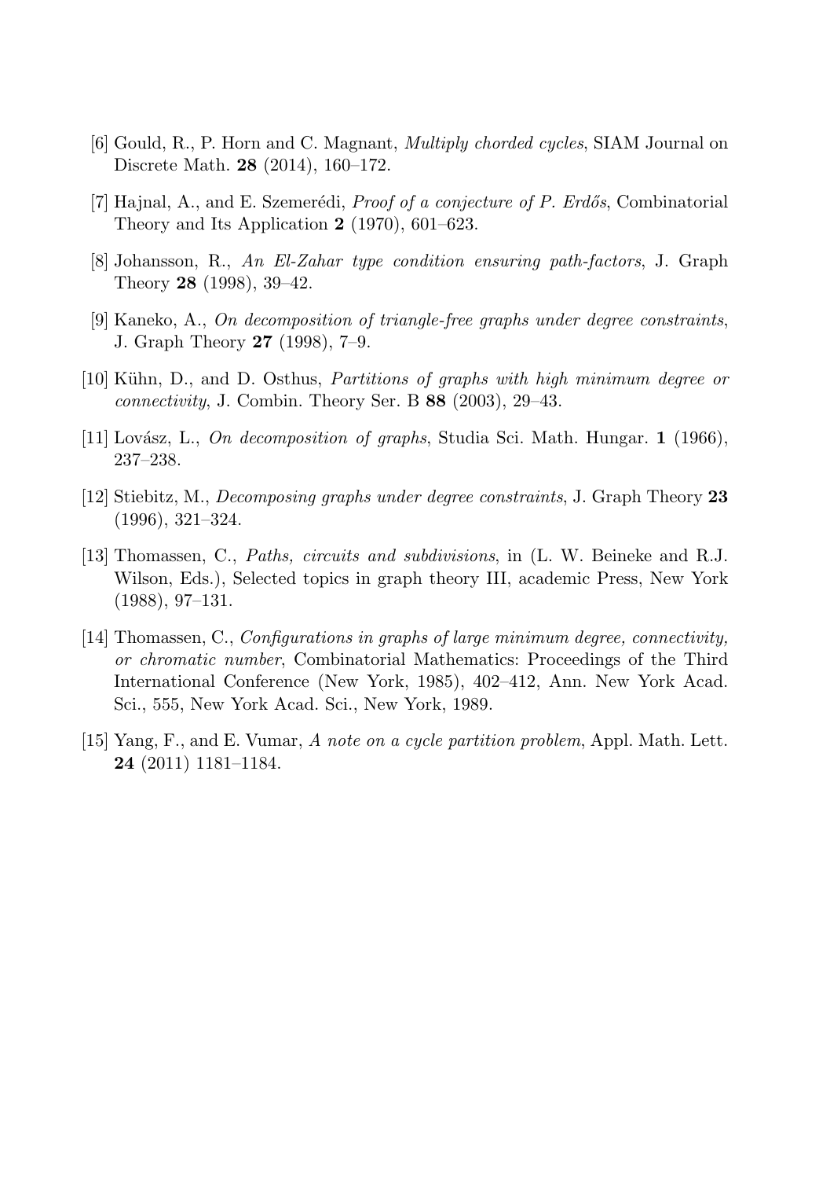[6] Gould, R., P. Horn and C. Magnant, *Multiply chorded cycles*, SIAM Journal on Discrete Math. **28** (2014), 160–172.

[7] Hajnal, A., and E. Szemerédi, *Proof of a conjecture of P. Erdős*, Combinatorial Theory and Its Application **2** (1970), 601–623.

[8] Johansson, R., *An El-Zahar type condition ensuring path-factors*, J. Graph Theory **28** (1998), 39–42.

[9] Kaneko, A., *On decomposition of triangle-free graphs under degree constraints*, J. Graph Theory **27** (1998), 7–9.

[10] Kühn, D., and D. Osthus, *Partitions of graphs with high minimum degree or connectivity*, J. Combin. Theory Ser. B **88** (2003), 29–43.

[11] Lovász, L., *On decomposition of graphs*, Studia Sci. Math. Hungar. **1** (1966), 237–238.

[12] Stiebitz, M., *Decomposing graphs under degree constraints*, J. Graph Theory **23** (1996), 321–324.

[13] Thomassen, C., *Paths, circuits and subdivisions*, in (L. W. Beineke and R.J. Wilson, Eds.), Selected topics in graph theory III, academic Press, New York (1988), 97–131.

[14] Thomassen, C., *Configurations in graphs of large minimum degree, connectivity, or chromatic number*, Combinatorial Mathematics: Proceedings of the Third International Conference (New York, 1985), 402–412, Ann. New York Acad. Sci., 555, New York Acad. Sci., New York, 1989.

[15] Yang, F., and E. Vumar, *A note on a cycle partition problem*, Appl. Math. Lett. **24** (2011) 1181–1184.